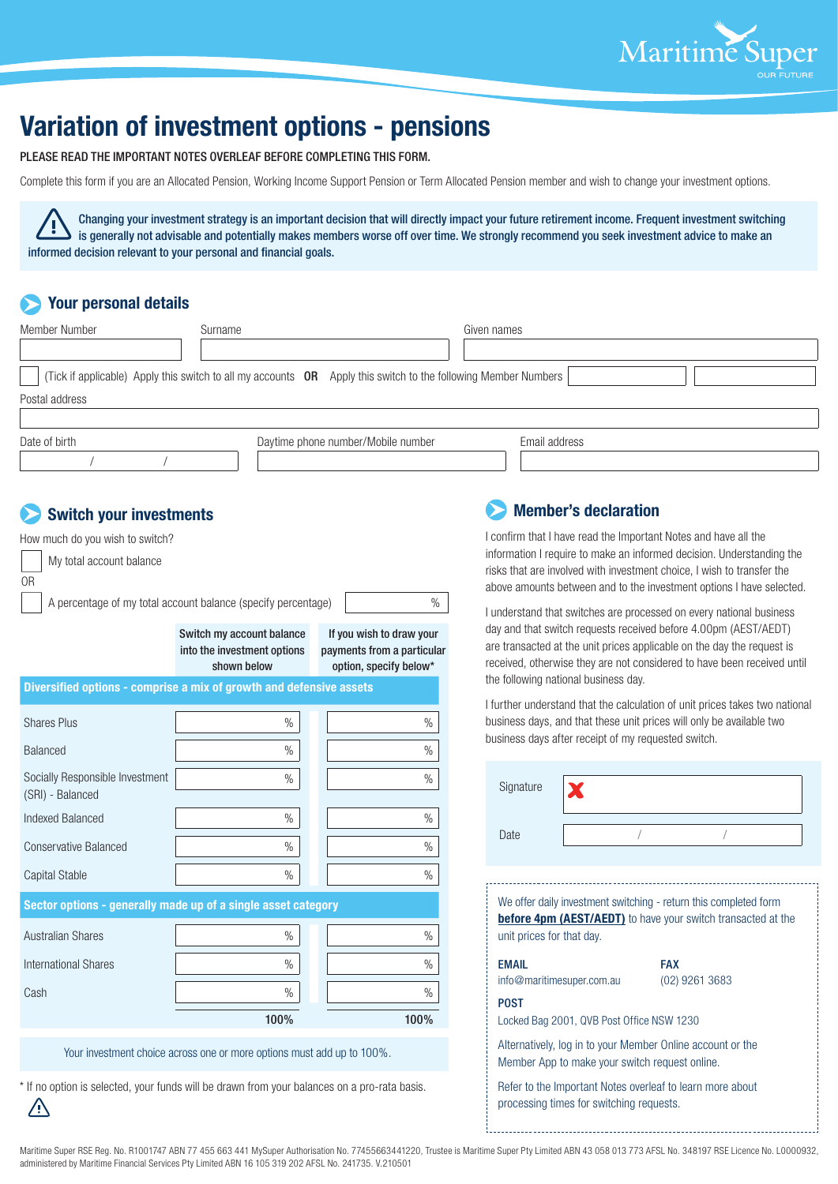Maritime Super
OUR FUTURE

# Variation of investment options - pensions

PLEASE READ THE IMPORTANT NOTES OVERLEAF BEFORE COMPLETING THIS FORM.

Complete this form if you are an Allocated Pension, Working Income Support Pension or Term Allocated Pension member and wish to change your investment options.

**Changing your investment strategy is an important decision that will directly impact your future retirement income. Frequent investment switching is generally not advisable and potentially makes members worse off over time. We strongly recommend you seek investment advice to make an informed decision relevant to your personal and financial goals.**

## Your personal details

| Member Number | Surname | Given names |
|---|---|---|
| | | |

☐ (Tick if applicable) Apply this switch to all my accounts **OR** Apply this switch to the following Member Numbers ______ ______

Postal address

| Date of birth | Daytime phone number/Mobile number | Email address |
|---|---|---|
| / / | | |

## Switch your investments

How much do you wish to switch?

☐ My total account balance

OR

☐ A percentage of my total account balance (specify percentage) ______ %

| | Switch my account balance into the investment options shown below | If you wish to draw your payments from a particular option, specify below* |
|---|---|---|
| **Diversified options - comprise a mix of growth and defensive assets** | | |
| Shares Plus | % | % |
| Balanced | % | % |
| Socially Responsible Investment (SRI) - Balanced | % | % |
| Indexed Balanced | % | % |
| Conservative Balanced | % | % |
| Capital Stable | % | % |
| **Sector options - generally made up of a single asset category** | | |
| Australian Shares | % | % |
| International Shares | % | % |
| Cash | % | % |
| | 100% | 100% |

Your investment choice across one or more options must add up to 100%.

\* If no option is selected, your funds will be drawn from your balances on a pro-rata basis.

## Member's declaration

I confirm that I have read the Important Notes and have all the information I require to make an informed decision. Understanding the risks that are involved with investment choice, I wish to transfer the above amounts between and to the investment options I have selected.

I understand that switches are processed on every national business day and that switch requests received before 4.00pm (AEST/AEDT) are transacted at the unit prices applicable on the day the request is received, otherwise they are not considered to have been received until the following national business day.

I further understand that the calculation of unit prices takes two national business days, and that these unit prices will only be available two business days after receipt of my requested switch.

Signature ✗

Date / /

We offer daily investment switching - return this completed form **before 4pm (AEST/AEDT)** to have your switch transacted at the unit prices for that day.

**EMAIL**
info@maritimesuper.com.au

**FAX**
(02) 9261 3683

**POST**
Locked Bag 2001, QVB Post Office NSW 1230

Alternatively, log in to your Member Online account or the Member App to make your switch request online.

Refer to the Important Notes overleaf to learn more about processing times for switching requests.

Maritime Super RSE Reg. No. R1001747 ABN 77 455 663 441 MySuper Authorisation No. 77455663441220, Trustee is Maritime Super Pty Limited ABN 43 058 013 773 AFSL No. 348197 RSE Licence No. L0000932, administered by Maritime Financial Services Pty Limited ABN 16 105 319 202 AFSL No. 241735. V.210501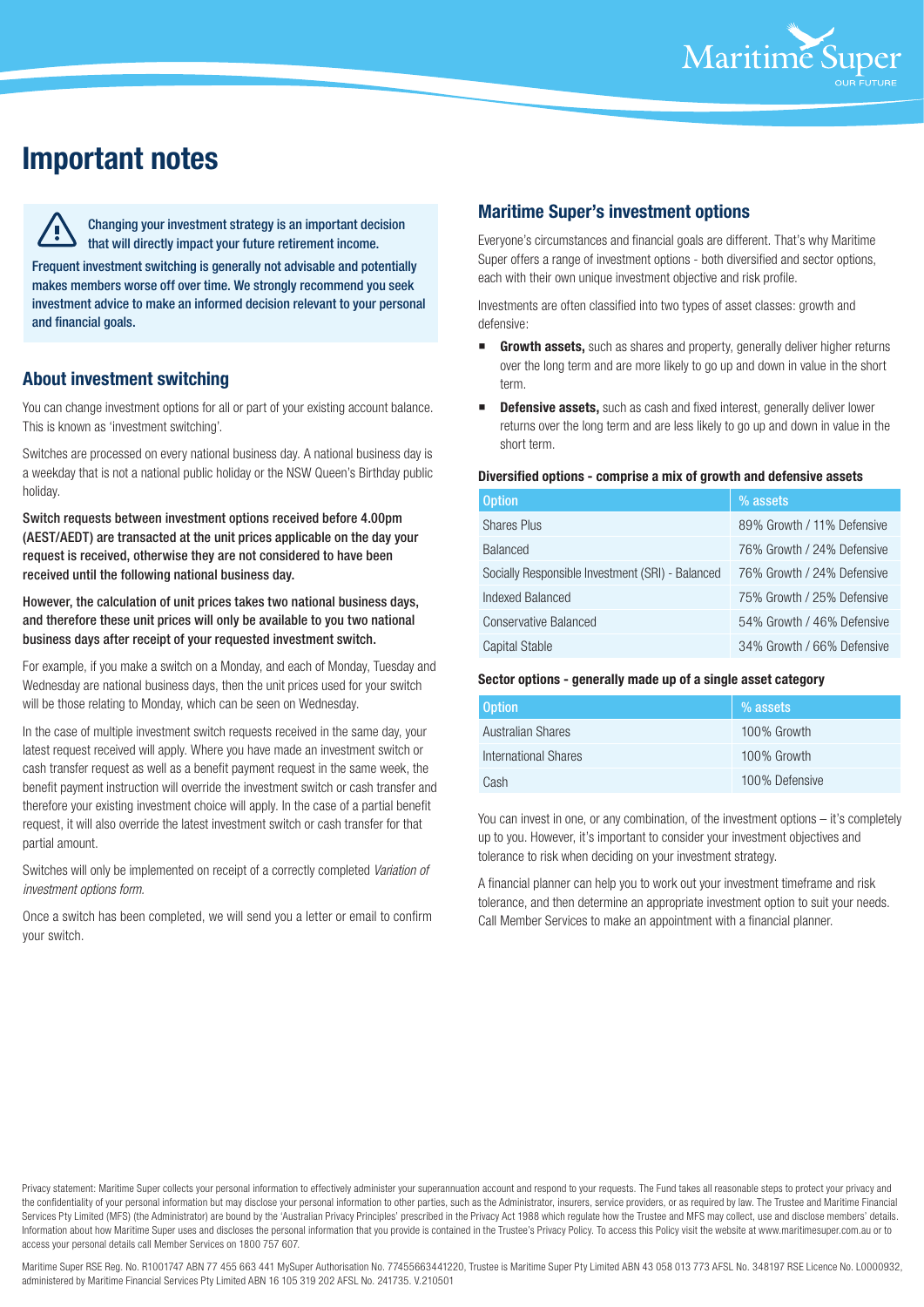# Important notes

**Changing your investment strategy is an important decision that will directly impact your future retirement income.**

**Frequent investment switching is generally not advisable and potentially makes members worse off over time. We strongly recommend you seek investment advice to make an informed decision relevant to your personal and financial goals.**

## About investment switching

You can change investment options for all or part of your existing account balance. This is known as 'investment switching'.

Switches are processed on every national business day. A national business day is a weekday that is not a national public holiday or the NSW Queen's Birthday public holiday.

**Switch requests between investment options received before 4.00pm (AEST/AEDT) are transacted at the unit prices applicable on the day your request is received, otherwise they are not considered to have been received until the following national business day.**

**However, the calculation of unit prices takes two national business days, and therefore these unit prices will only be available to you two national business days after receipt of your requested investment switch.**

For example, if you make a switch on a Monday, and each of Monday, Tuesday and Wednesday are national business days, then the unit prices used for your switch will be those relating to Monday, which can be seen on Wednesday.

In the case of multiple investment switch requests received in the same day, your latest request received will apply. Where you have made an investment switch or cash transfer request as well as a benefit payment request in the same week, the benefit payment instruction will override the investment switch or cash transfer and therefore your existing investment choice will apply. In the case of a partial benefit request, it will also override the latest investment switch or cash transfer for that partial amount.

Switches will only be implemented on receipt of a correctly completed *Variation of investment options form.*

Once a switch has been completed, we will send you a letter or email to confirm your switch.

## Maritime Super's investment options

Everyone's circumstances and financial goals are different. That's why Maritime Super offers a range of investment options - both diversified and sector options, each with their own unique investment objective and risk profile.

Investments are often classified into two types of asset classes: growth and defensive:

- **Growth assets,** such as shares and property, generally deliver higher returns over the long term and are more likely to go up and down in value in the short term.
- **Defensive assets,** such as cash and fixed interest, generally deliver lower returns over the long term and are less likely to go up and down in value in the short term.

**Diversified options - comprise a mix of growth and defensive assets**

| Option | % assets |
|---|---|
| Shares Plus | 89% Growth / 11% Defensive |
| Balanced | 76% Growth / 24% Defensive |
| Socially Responsible Investment (SRI) - Balanced | 76% Growth / 24% Defensive |
| Indexed Balanced | 75% Growth / 25% Defensive |
| Conservative Balanced | 54% Growth / 46% Defensive |
| Capital Stable | 34% Growth / 66% Defensive |

**Sector options - generally made up of a single asset category**

| Option | % assets |
|---|---|
| Australian Shares | 100% Growth |
| International Shares | 100% Growth |
| Cash | 100% Defensive |

You can invest in one, or any combination, of the investment options – it's completely up to you. However, it's important to consider your investment objectives and tolerance to risk when deciding on your investment strategy.

A financial planner can help you to work out your investment timeframe and risk tolerance, and then determine an appropriate investment option to suit your needs. Call Member Services to make an appointment with a financial planner.

Privacy statement: Maritime Super collects your personal information to effectively administer your superannuation account and respond to your requests. The Fund takes all reasonable steps to protect your privacy and the confidentiality of your personal information but may disclose your personal information to other parties, such as the Administrator, insurers, service providers, or as required by law. The Trustee and Maritime Financial Services Pty Limited (MFS) (the Administrator) are bound by the 'Australian Privacy Principles' prescribed in the Privacy Act 1988 which regulate how the Trustee and MFS may collect, use and disclose members' details. Information about how Maritime Super uses and discloses the personal information that you provide is contained in the Trustee's Privacy Policy. To access this Policy visit the website at www.maritimesuper.com.au or to access your personal details call Member Services on 1800 757 607.

Maritime Super RSE Reg. No. R1001747 ABN 77 455 663 441 MySuper Authorisation No. 77455663441220, Trustee is Maritime Super Pty Limited ABN 43 058 013 773 AFSL No. 348197 RSE Licence No. L0000932, administered by Maritime Financial Services Pty Limited ABN 16 105 319 202 AFSL No. 241735. V.210501